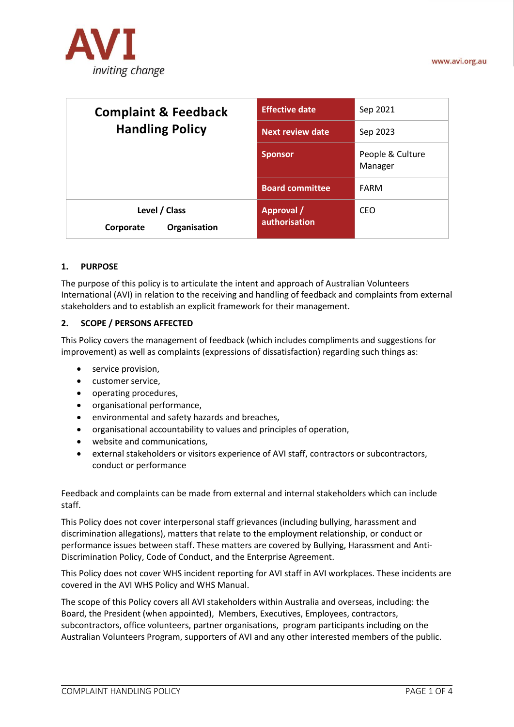AVI

*inviting change*

www.avi.org.au

| Complaint & Feedback Handling Policy | Effective date | Sep 2021 |
|---|---|---|
| | Next review date | Sep 2023 |
| | Sponsor | People & Culture Manager |
| | Board committee | FARM |
| **Level / Class**<br>**Corporate** **Organisation** | Approval / authorisation | CEO |

## 1. PURPOSE

The purpose of this policy is to articulate the intent and approach of Australian Volunteers International (AVI) in relation to the receiving and handling of feedback and complaints from external stakeholders and to establish an explicit framework for their management.

## 2. SCOPE / PERSONS AFFECTED

This Policy covers the management of feedback (which includes compliments and suggestions for improvement) as well as complaints (expressions of dissatisfaction) regarding such things as:

- service provision,
- customer service,
- operating procedures,
- organisational performance,
- environmental and safety hazards and breaches,
- organisational accountability to values and principles of operation,
- website and communications,
- external stakeholders or visitors experience of AVI staff, contractors or subcontractors, conduct or performance

Feedback and complaints can be made from external and internal stakeholders which can include staff.

This Policy does not cover interpersonal staff grievances (including bullying, harassment and discrimination allegations), matters that relate to the employment relationship, or conduct or performance issues between staff. These matters are covered by Bullying, Harassment and Anti-Discrimination Policy, Code of Conduct, and the Enterprise Agreement.

This Policy does not cover WHS incident reporting for AVI staff in AVI workplaces. These incidents are covered in the AVI WHS Policy and WHS Manual.

The scope of this Policy covers all AVI stakeholders within Australia and overseas, including: the Board, the President (when appointed), Members, Executives, Employees, contractors, subcontractors, office volunteers, partner organisations, program participants including on the Australian Volunteers Program, supporters of AVI and any other interested members of the public.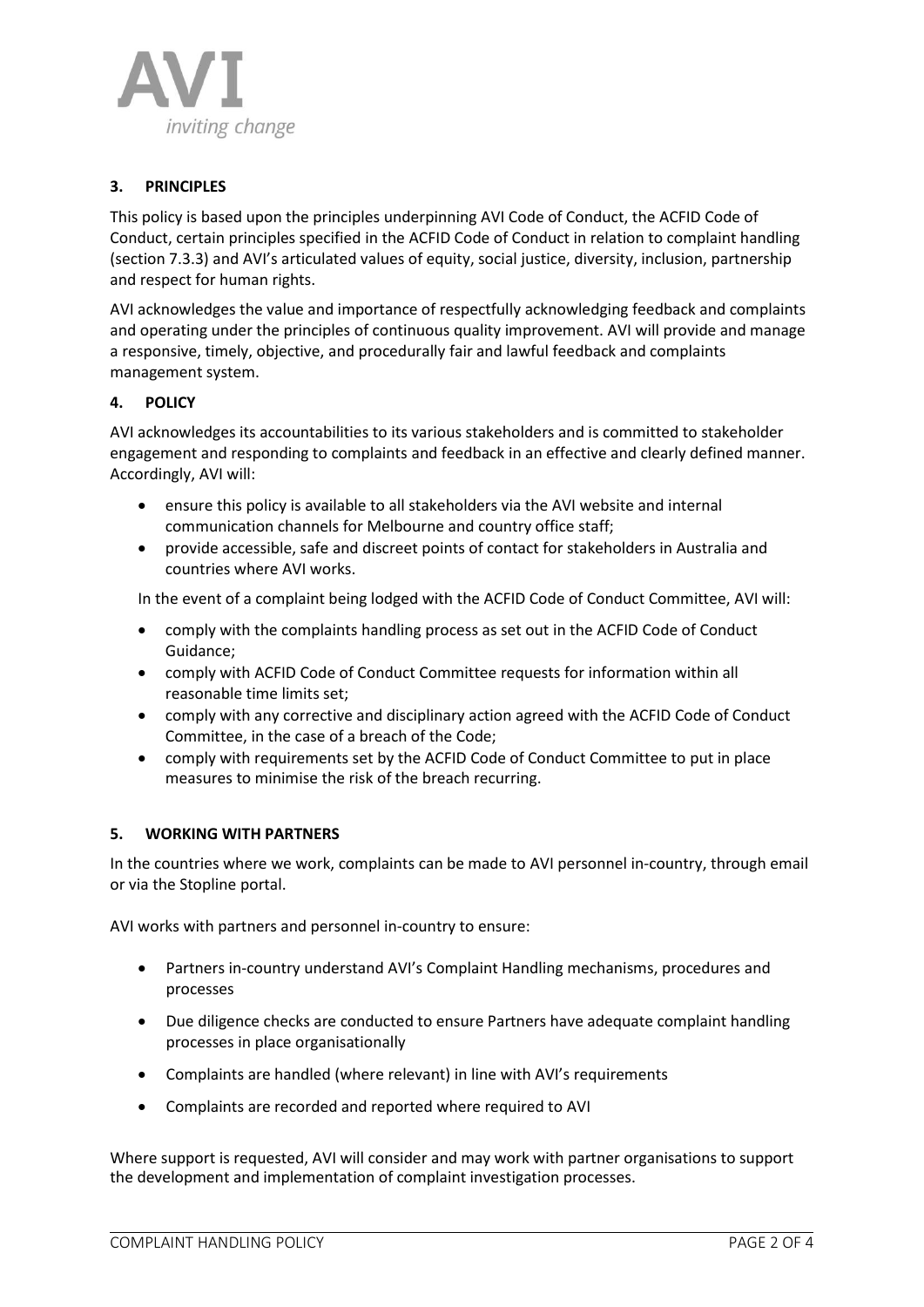## 3. PRINCIPLES

This policy is based upon the principles underpinning AVI Code of Conduct, the ACFID Code of Conduct, certain principles specified in the ACFID Code of Conduct in relation to complaint handling (section 7.3.3) and AVI's articulated values of equity, social justice, diversity, inclusion, partnership and respect for human rights.

AVI acknowledges the value and importance of respectfully acknowledging feedback and complaints and operating under the principles of continuous quality improvement. AVI will provide and manage a responsive, timely, objective, and procedurally fair and lawful feedback and complaints management system.

## 4. POLICY

AVI acknowledges its accountabilities to its various stakeholders and is committed to stakeholder engagement and responding to complaints and feedback in an effective and clearly defined manner. Accordingly, AVI will:

- ensure this policy is available to all stakeholders via the AVI website and internal communication channels for Melbourne and country office staff;
- provide accessible, safe and discreet points of contact for stakeholders in Australia and countries where AVI works.

In the event of a complaint being lodged with the ACFID Code of Conduct Committee, AVI will:

- comply with the complaints handling process as set out in the ACFID Code of Conduct Guidance;
- comply with ACFID Code of Conduct Committee requests for information within all reasonable time limits set;
- comply with any corrective and disciplinary action agreed with the ACFID Code of Conduct Committee, in the case of a breach of the Code;
- comply with requirements set by the ACFID Code of Conduct Committee to put in place measures to minimise the risk of the breach recurring.

## 5. WORKING WITH PARTNERS

In the countries where we work, complaints can be made to AVI personnel in-country, through email or via the Stopline portal.

AVI works with partners and personnel in-country to ensure:

- Partners in-country understand AVI's Complaint Handling mechanisms, procedures and processes
- Due diligence checks are conducted to ensure Partners have adequate complaint handling processes in place organisationally
- Complaints are handled (where relevant) in line with AVI's requirements
- Complaints are recorded and reported where required to AVI

Where support is requested, AVI will consider and may work with partner organisations to support the development and implementation of complaint investigation processes.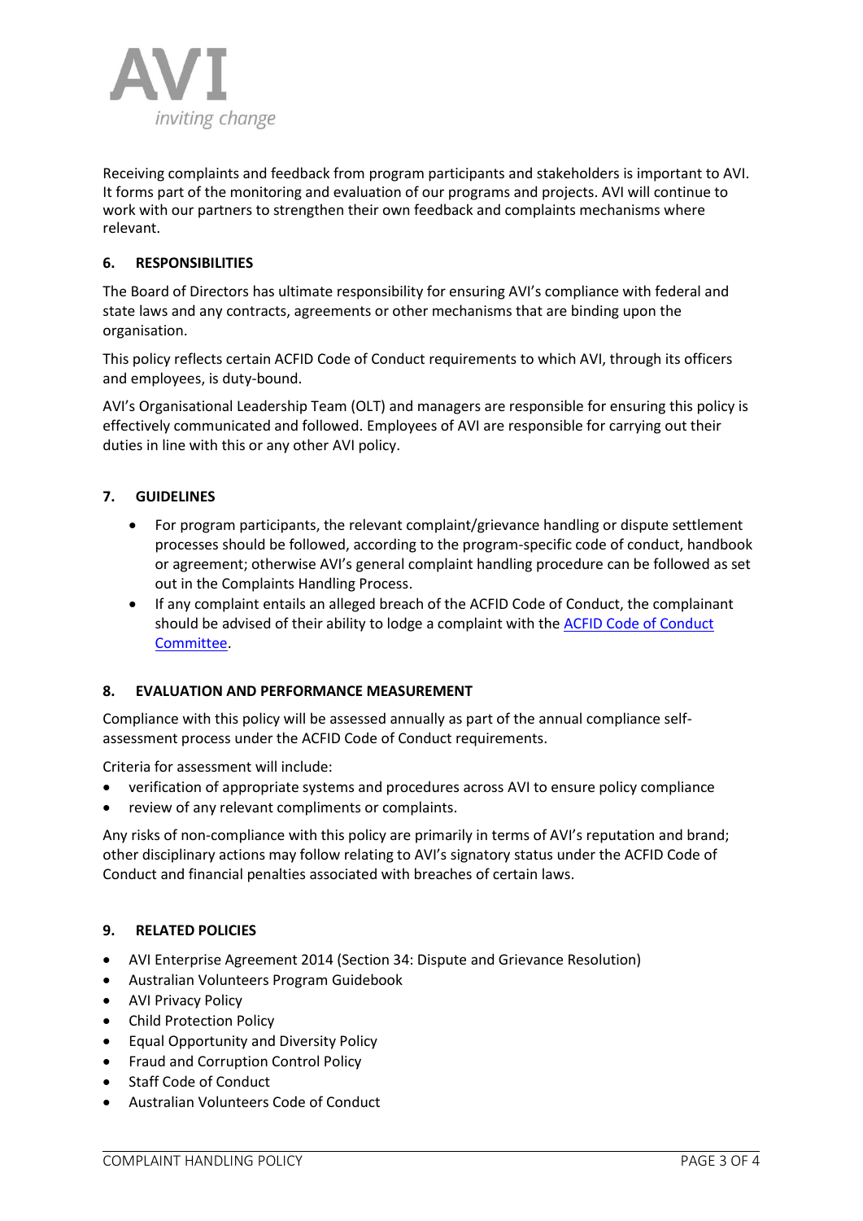Receiving complaints and feedback from program participants and stakeholders is important to AVI. It forms part of the monitoring and evaluation of our programs and projects. AVI will continue to work with our partners to strengthen their own feedback and complaints mechanisms where relevant.

## 6. RESPONSIBILITIES

The Board of Directors has ultimate responsibility for ensuring AVI's compliance with federal and state laws and any contracts, agreements or other mechanisms that are binding upon the organisation.

This policy reflects certain ACFID Code of Conduct requirements to which AVI, through its officers and employees, is duty-bound.

AVI's Organisational Leadership Team (OLT) and managers are responsible for ensuring this policy is effectively communicated and followed. Employees of AVI are responsible for carrying out their duties in line with this or any other AVI policy.

## 7. GUIDELINES

- For program participants, the relevant complaint/grievance handling or dispute settlement processes should be followed, according to the program-specific code of conduct, handbook or agreement; otherwise AVI's general complaint handling procedure can be followed as set out in the Complaints Handling Process.
- If any complaint entails an alleged breach of the ACFID Code of Conduct, the complainant should be advised of their ability to lodge a complaint with the ACFID Code of Conduct Committee.

## 8. EVALUATION AND PERFORMANCE MEASUREMENT

Compliance with this policy will be assessed annually as part of the annual compliance self-assessment process under the ACFID Code of Conduct requirements.

Criteria for assessment will include:

- verification of appropriate systems and procedures across AVI to ensure policy compliance
- review of any relevant compliments or complaints.

Any risks of non-compliance with this policy are primarily in terms of AVI's reputation and brand; other disciplinary actions may follow relating to AVI's signatory status under the ACFID Code of Conduct and financial penalties associated with breaches of certain laws.

## 9. RELATED POLICIES

- AVI Enterprise Agreement 2014 (Section 34: Dispute and Grievance Resolution)
- Australian Volunteers Program Guidebook
- AVI Privacy Policy
- Child Protection Policy
- Equal Opportunity and Diversity Policy
- Fraud and Corruption Control Policy
- Staff Code of Conduct
- Australian Volunteers Code of Conduct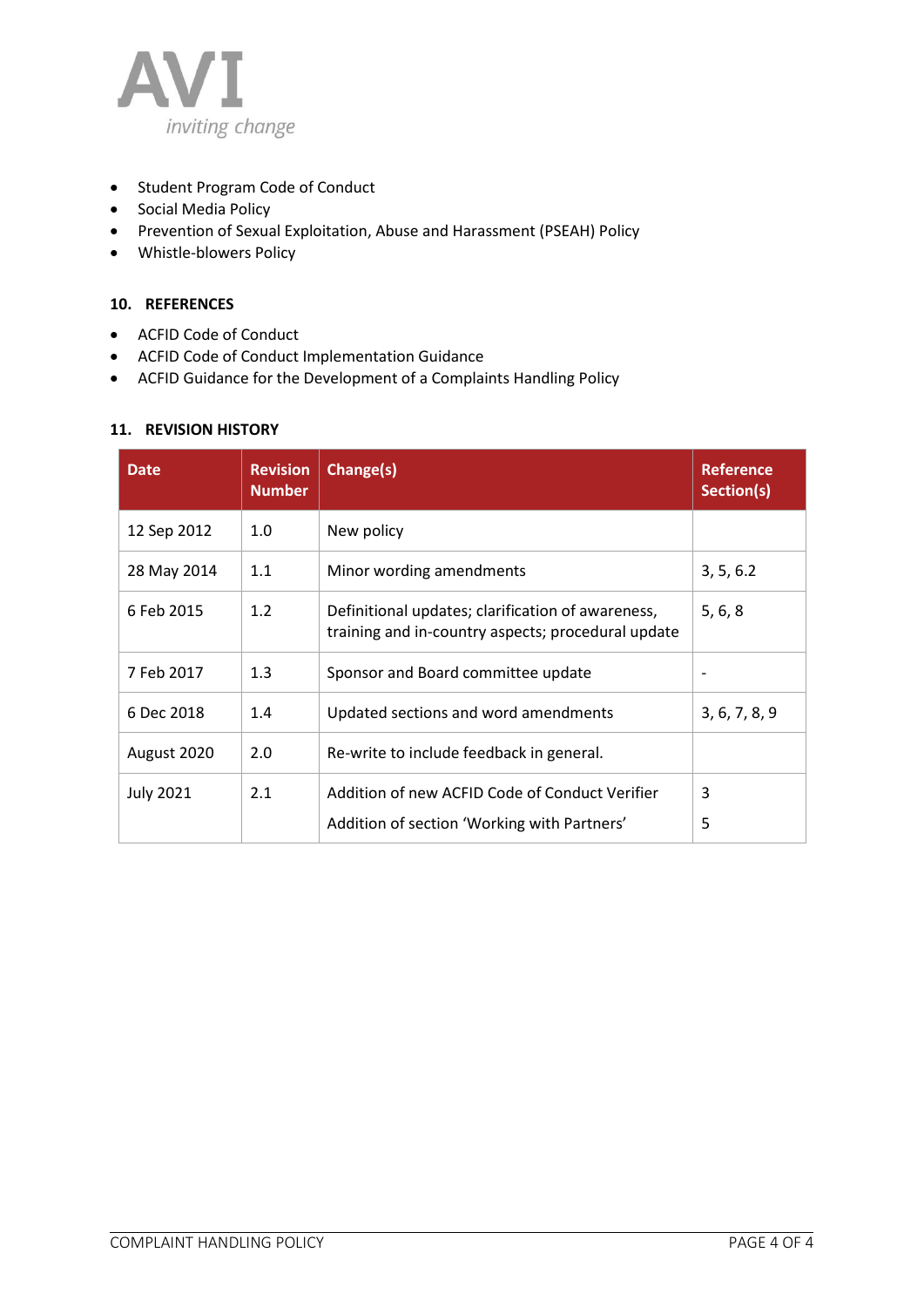- Student Program Code of Conduct
- Social Media Policy
- Prevention of Sexual Exploitation, Abuse and Harassment (PSEAH) Policy
- Whistle-blowers Policy

## 10. REFERENCES

- ACFID Code of Conduct
- ACFID Code of Conduct Implementation Guidance
- ACFID Guidance for the Development of a Complaints Handling Policy

## 11. REVISION HISTORY

| Date | Revision Number | Change(s) | Reference Section(s) |
|---|---|---|---|
| 12 Sep 2012 | 1.0 | New policy | |
| 28 May 2014 | 1.1 | Minor wording amendments | 3, 5, 6.2 |
| 6 Feb 2015 | 1.2 | Definitional updates; clarification of awareness, training and in-country aspects; procedural update | 5, 6, 8 |
| 7 Feb 2017 | 1.3 | Sponsor and Board committee update | - |
| 6 Dec 2018 | 1.4 | Updated sections and word amendments | 3, 6, 7, 8, 9 |
| August 2020 | 2.0 | Re-write to include feedback in general. | |
| July 2021 | 2.1 | Addition of new ACFID Code of Conduct Verifier<br>Addition of section 'Working with Partners' | 3<br>5 |